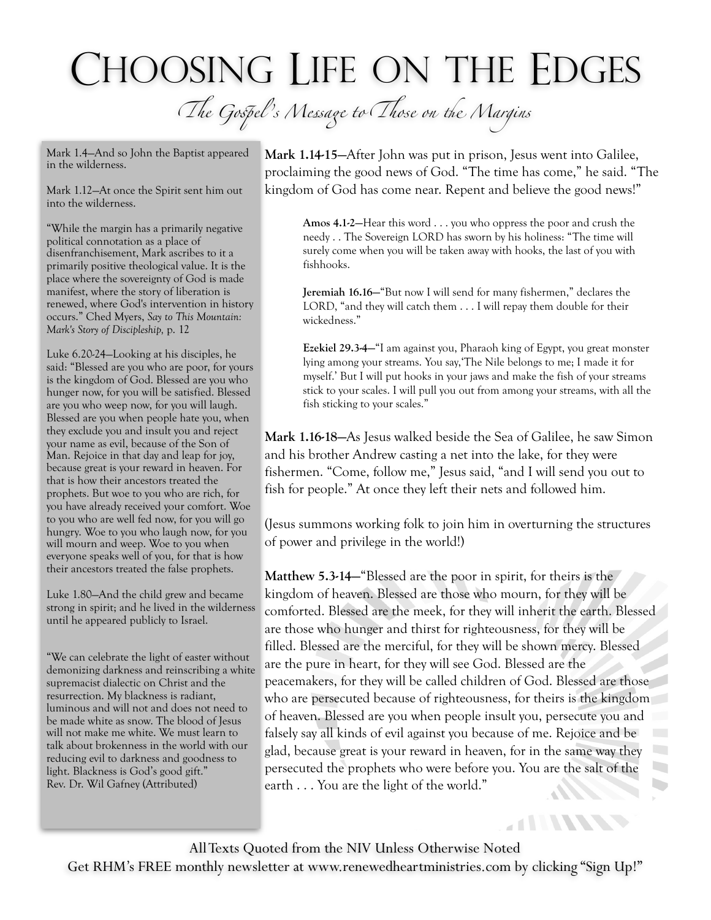# Choosing Life on the Edges

## *The Gospel's Message to Those on the Margins*

**Mark 1.14-15**—After John was put in prison, Jesus went into Galilee, proclaiming the good news of God. "The time has come," he said. "The kingdom of God has come near. Repent and believe the good news!"

> **Amos 4.1-2**—Hear this word . . . you who oppress the poor and crush the needy . . The Sovereign LORD has sworn by his holiness: "The time will surely come when you will be taken away with hooks, the last of you with fishhooks.
>
> **Jeremiah 16.16**—"But now I will send for many fishermen," declares the LORD, "and they will catch them . . . I will repay them double for their wickedness."
>
> **Ezekiel 29.3-4**—"I am against you, Pharaoh king of Egypt, you great monster lying among your streams. You say,'The Nile belongs to me; I made it for myself.' But I will put hooks in your jaws and make the fish of your streams stick to your scales. I will pull you out from among your streams, with all the fish sticking to your scales."

**Mark 1.16-18**—As Jesus walked beside the Sea of Galilee, he saw Simon and his brother Andrew casting a net into the lake, for they were fishermen. "Come, follow me," Jesus said, "and I will send you out to fish for people." At once they left their nets and followed him.

(Jesus summons working folk to join him in overturning the structures of power and privilege in the world!)

**Matthew 5.3-14**—"Blessed are the poor in spirit, for theirs is the kingdom of heaven. Blessed are those who mourn, for they will be comforted. Blessed are the meek, for they will inherit the earth. Blessed are those who hunger and thirst for righteousness, for they will be filled. Blessed are the merciful, for they will be shown mercy. Blessed are the pure in heart, for they will see God. Blessed are the peacemakers, for they will be called children of God. Blessed are those who are persecuted because of righteousness, for theirs is the kingdom of heaven. Blessed are you when people insult you, persecute you and falsely say all kinds of evil against you because of me. Rejoice and be glad, because great is your reward in heaven, for in the same way they persecuted the prophets who were before you. You are the salt of the earth . . . You are the light of the world."

---

Mark 1.4—And so John the Baptist appeared in the wilderness.

Mark 1.12—At once the Spirit sent him out into the wilderness.

"While the margin has a primarily negative political connotation as a place of disenfranchisement, Mark ascribes to it a primarily positive theological value. It is the place where the sovereignty of God is made manifest, where the story of liberation is renewed, where God's intervention in history occurs." Ched Myers, *Say to This Mountain: Mark's Story of Discipleship,* p. 12

Luke 6.20-24—Looking at his disciples, he said: "Blessed are you who are poor, for yours is the kingdom of God. Blessed are you who hunger now, for you will be satisfied. Blessed are you who weep now, for you will laugh. Blessed are you when people hate you, when they exclude you and insult you and reject your name as evil, because of the Son of Man. Rejoice in that day and leap for joy, because great is your reward in heaven. For that is how their ancestors treated the prophets. But woe to you who are rich, for you have already received your comfort. Woe to you who are well fed now, for you will go hungry. Woe to you who laugh now, for you will mourn and weep. Woe to you when everyone speaks well of you, for that is how their ancestors treated the false prophets.

Luke 1.80—And the child grew and became strong in spirit; and he lived in the wilderness until he appeared publicly to Israel.

"We can celebrate the light of easter without demonizing darkness and reinscribing a white supremacist dialectic on Christ and the resurrection. My blackness is radiant, luminous and will not and does not need to be made white as snow. The blood of Jesus will not make me white. We must learn to talk about brokenness in the world with our reducing evil to darkness and goodness to light. Blackness is God's good gift." Rev. Dr. Wil Gafney (Attributed)

---

All Texts Quoted from the NIV Unless Otherwise Noted

Get RHM's FREE monthly newsletter at www.renewedheartministries.com by clicking "Sign Up!"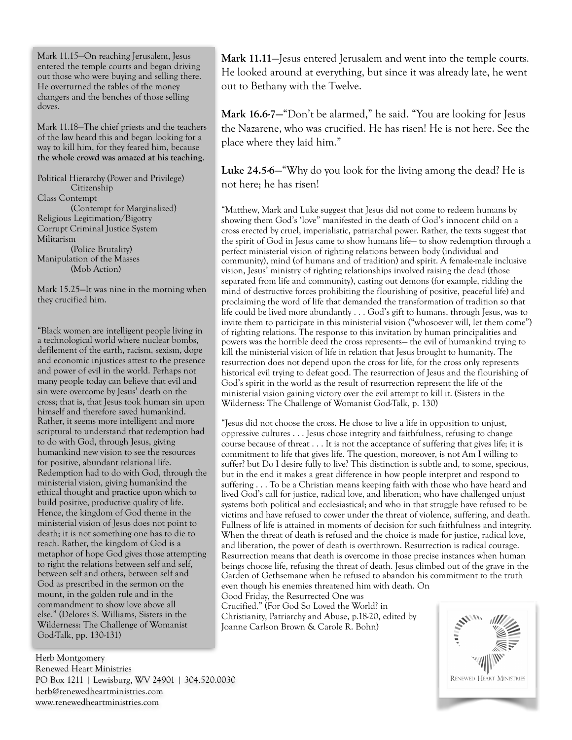Mark 11.15—On reaching Jerusalem, Jesus entered the temple courts and began driving out those who were buying and selling there. He overturned the tables of the money changers and the benches of those selling doves.

Mark 11.18—The chief priests and the teachers of the law heard this and began looking for a way to kill him, for they feared him, because **the whole crowd was amazed at his teaching**.

Political Hierarchy (Power and Privilege)
  Citizenship
Class Contempt
  (Contempt for Marginalized)
Religious Legitimation/Bigotry
Corrupt Criminal Justice System
Militarism
  (Police Brutality)
Manipulation of the Masses
  (Mob Action)

Mark 15.25—It was nine in the morning when they crucified him.

"Black women are intelligent people living in a technological world where nuclear bombs, defilement of the earth, racism, sexism, dope and economic injustices attest to the presence and power of evil in the world. Perhaps not many people today can believe that evil and sin were overcome by Jesus' death on the cross; that is, that Jesus took human sin upon himself and therefore saved humankind. Rather, it seems more intelligent and more scriptural to understand that redemption had to do with God, through Jesus, giving humankind new vision to see the resources for positive, abundant relational life. Redemption had to do with God, through the ministerial vision, giving humankind the ethical thought and practice upon which to build positive, productive quality of life. Hence, the kingdom of God theme in the ministerial vision of Jesus does not point to death; it is not something one has to die to reach. Rather, the kingdom of God is a metaphor of hope God gives those attempting to right the relations between self and self, between self and others, between self and God as prescribed in the sermon on the mount, in the golden rule and in the commandment to show love above all else." (Delores S. Williams, Sisters in the Wilderness: The Challenge of Womanist God-Talk, pp. 130-131)

**Mark 11.11**—Jesus entered Jerusalem and went into the temple courts. He looked around at everything, but since it was already late, he went out to Bethany with the Twelve.

**Mark 16.6-7**—"Don't be alarmed," he said. "You are looking for Jesus the Nazarene, who was crucified. He has risen! He is not here. See the place where they laid him."

**Luke 24.5-6**—"Why do you look for the living among the dead? He is not here; he has risen!

"Matthew, Mark and Luke suggest that Jesus did not come to redeem humans by showing them God's 'love" manifested in the death of God's innocent child on a cross erected by cruel, imperialistic, patriarchal power. Rather, the texts suggest that the spirit of God in Jesus came to show humans life— to show redemption through a perfect ministerial vision of righting relations between body (individual and community), mind (of humans and of tradition) and spirit. A female-male inclusive vision, Jesus' ministry of righting relationships involved raising the dead (those separated from life and community), casting out demons (for example, ridding the mind of destructive forces prohibiting the flourishing of positive, peaceful life) and proclaiming the word of life that demanded the transformation of tradition so that life could be lived more abundantly . . . God's gift to humans, through Jesus, was to invite them to participate in this ministerial vision ("whosoever will, let them come") of righting relations. The response to this invitation by human principalities and powers was the horrible deed the cross represents— the evil of humankind trying to kill the ministerial vision of life in relation that Jesus brought to humanity. The resurrection does not depend upon the cross for life, for the cross only represents historical evil trying to defeat good. The resurrection of Jesus and the flourishing of God's spirit in the world as the result of resurrection represent the life of the ministerial vision gaining victory over the evil attempt to kill it. (Sisters in the Wilderness: The Challenge of Womanist God-Talk, p. 130)

"Jesus did not choose the cross. He chose to live a life in opposition to unjust, oppressive cultures . . . Jesus chose integrity and faithfulness, refusing to change course because of threat . . . It is not the acceptance of suffering that gives life; it is commitment to life that gives life. The question, moreover, is not Am I willing to suffer? but Do I desire fully to live? This distinction is subtle and, to some, specious, but in the end it makes a great difference in how people interpret and respond to suffering . . . To be a Christian means keeping faith with those who have heard and lived God's call for justice, radical love, and liberation; who have challenged unjust systems both political and ecclesiastical; and who in that struggle have refused to be victims and have refused to cower under the threat of violence, suffering, and death. Fullness of life is attained in moments of decision for such faithfulness and integrity. When the threat of death is refused and the choice is made for justice, radical love, and liberation, the power of death is overthrown. Resurrection is radical courage. Resurrection means that death is overcome in those precise instances when human beings choose life, refusing the threat of death. Jesus climbed out of the grave in the Garden of Gethsemane when he refused to abandon his commitment to the truth even though his enemies threatened him with death. On Good Friday, the Resurrected One was Crucified." (For God So Loved the World? in Christianity, Patriarchy and Abuse, p.18-20, edited by Joanne Carlson Brown & Carole R. Bohn)

Herb Montgomery
Renewed Heart Ministries
PO Box 1211 | Lewisburg, WV 24901 | 304.520.0030
herb@renewedheartministries.com
www.renewedheartministries.com

Renewed Heart Ministries